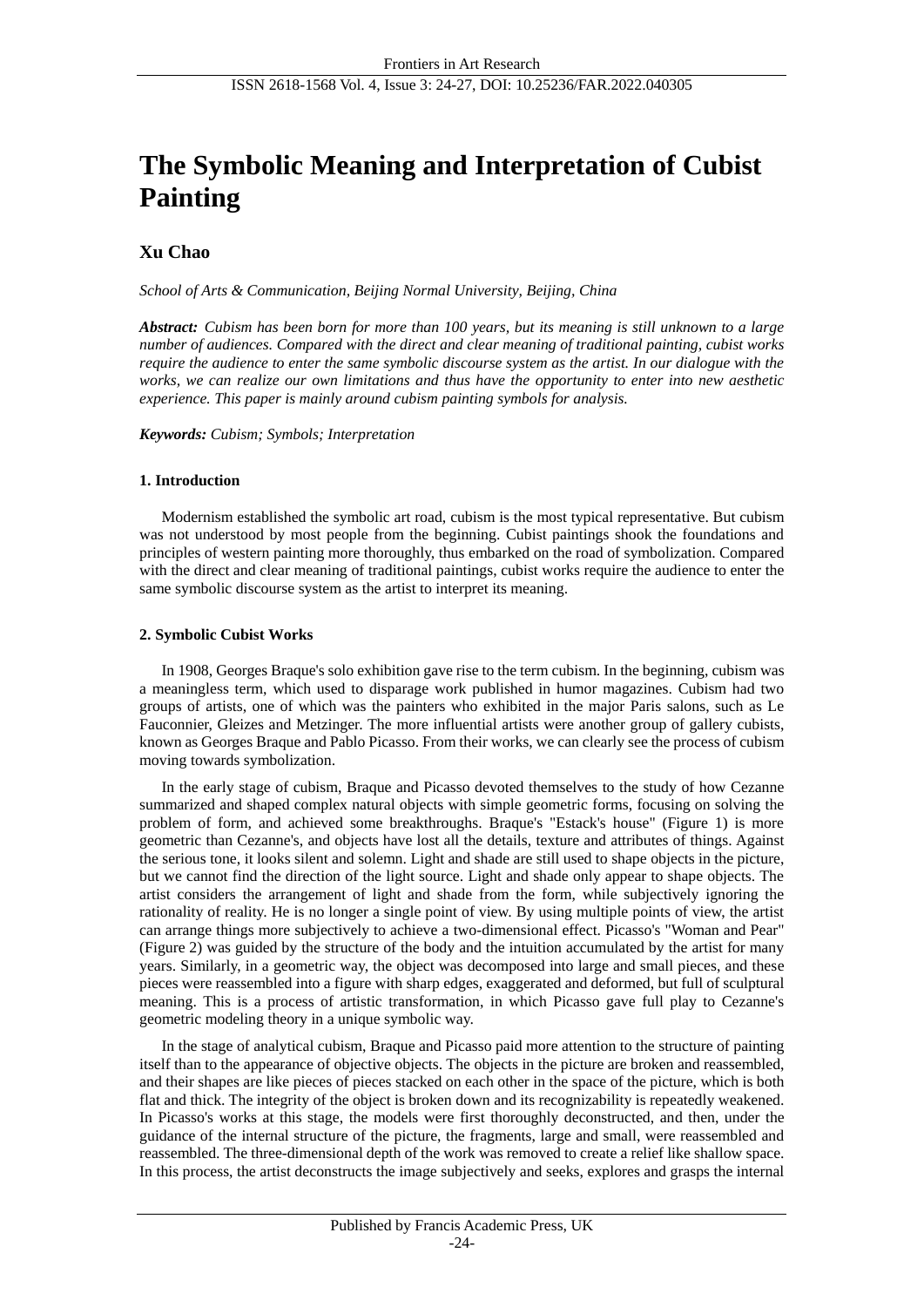# The Symbolic Meaning and Interpretation of Cubist Painting

**Xu Chao**

*School of Arts & Communication, Beijing Normal University, Beijing, China*

***Abstract:*** *Cubism has been born for more than 100 years, but its meaning is still unknown to a large number of audiences. Compared with the direct and clear meaning of traditional painting, cubist works require the audience to enter the same symbolic discourse system as the artist. In our dialogue with the works, we can realize our own limitations and thus have the opportunity to enter into new aesthetic experience. This paper is mainly around cubism painting symbols for analysis.*

***Keywords:*** *Cubism; Symbols; Interpretation*

## 1. Introduction

Modernism established the symbolic art road, cubism is the most typical representative. But cubism was not understood by most people from the beginning. Cubist paintings shook the foundations and principles of western painting more thoroughly, thus embarked on the road of symbolization. Compared with the direct and clear meaning of traditional paintings, cubist works require the audience to enter the same symbolic discourse system as the artist to interpret its meaning.

## 2. Symbolic Cubist Works

In 1908, Georges Braque's solo exhibition gave rise to the term cubism. In the beginning, cubism was a meaningless term, which used to disparage work published in humor magazines. Cubism had two groups of artists, one of which was the painters who exhibited in the major Paris salons, such as Le Fauconnier, Gleizes and Metzinger. The more influential artists were another group of gallery cubists, known as Georges Braque and Pablo Picasso. From their works, we can clearly see the process of cubism moving towards symbolization.

In the early stage of cubism, Braque and Picasso devoted themselves to the study of how Cezanne summarized and shaped complex natural objects with simple geometric forms, focusing on solving the problem of form, and achieved some breakthroughs. Braque's "Estack's house" (Figure 1) is more geometric than Cezanne's, and objects have lost all the details, texture and attributes of things. Against the serious tone, it looks silent and solemn. Light and shade are still used to shape objects in the picture, but we cannot find the direction of the light source. Light and shade only appear to shape objects. The artist considers the arrangement of light and shade from the form, while subjectively ignoring the rationality of reality. He is no longer a single point of view. By using multiple points of view, the artist can arrange things more subjectively to achieve a two-dimensional effect. Picasso's "Woman and Pear" (Figure 2) was guided by the structure of the body and the intuition accumulated by the artist for many years. Similarly, in a geometric way, the object was decomposed into large and small pieces, and these pieces were reassembled into a figure with sharp edges, exaggerated and deformed, but full of sculptural meaning. This is a process of artistic transformation, in which Picasso gave full play to Cezanne's geometric modeling theory in a unique symbolic way.

In the stage of analytical cubism, Braque and Picasso paid more attention to the structure of painting itself than to the appearance of objective objects. The objects in the picture are broken and reassembled, and their shapes are like pieces of pieces stacked on each other in the space of the picture, which is both flat and thick. The integrity of the object is broken down and its recognizability is repeatedly weakened. In Picasso's works at this stage, the models were first thoroughly deconstructed, and then, under the guidance of the internal structure of the picture, the fragments, large and small, were reassembled and reassembled. The three-dimensional depth of the work was removed to create a relief like shallow space. In this process, the artist deconstructs the image subjectively and seeks, explores and grasps the internal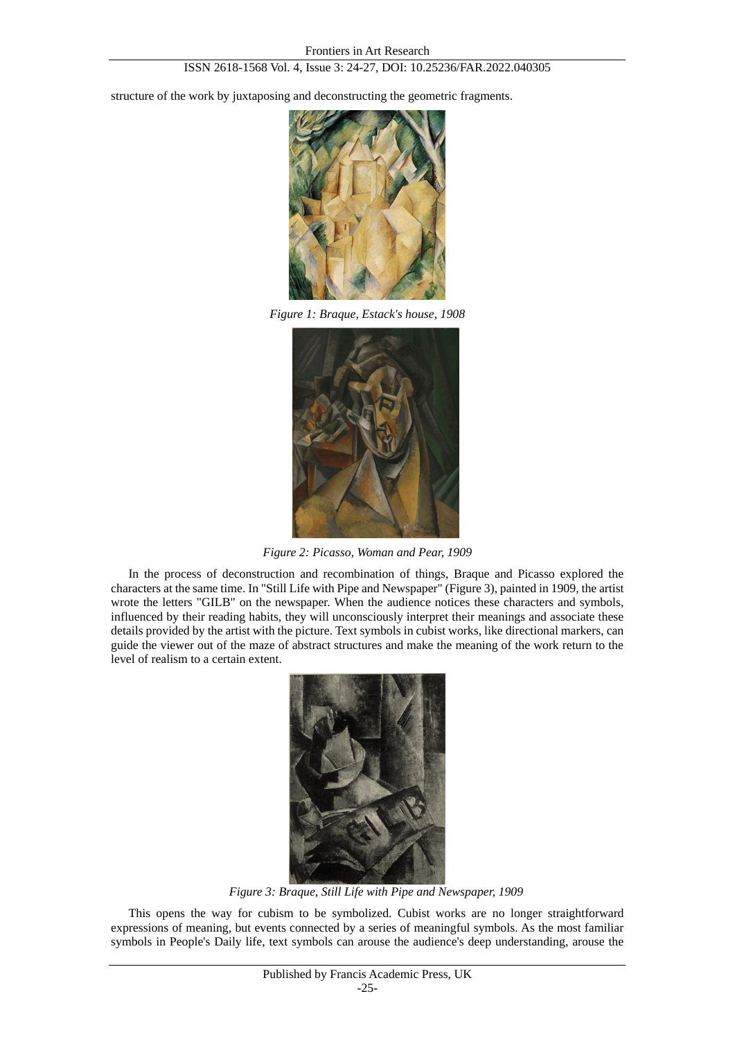structure of the work by juxtaposing and deconstructing the geometric fragments.

*Figure 1: Braque, Estack's house, 1908*

*Figure 2: Picasso, Woman and Pear, 1909*

In the process of deconstruction and recombination of things, Braque and Picasso explored the characters at the same time. In "Still Life with Pipe and Newspaper" (Figure 3), painted in 1909, the artist wrote the letters "GILB" on the newspaper. When the audience notices these characters and symbols, influenced by their reading habits, they will unconsciously interpret their meanings and associate these details provided by the artist with the picture. Text symbols in cubist works, like directional markers, can guide the viewer out of the maze of abstract structures and make the meaning of the work return to the level of realism to a certain extent.

*Figure 3: Braque, Still Life with Pipe and Newspaper, 1909*

This opens the way for cubism to be symbolized. Cubist works are no longer straightforward expressions of meaning, but events connected by a series of meaningful symbols. As the most familiar symbols in People's Daily life, text symbols can arouse the audience's deep understanding, arouse the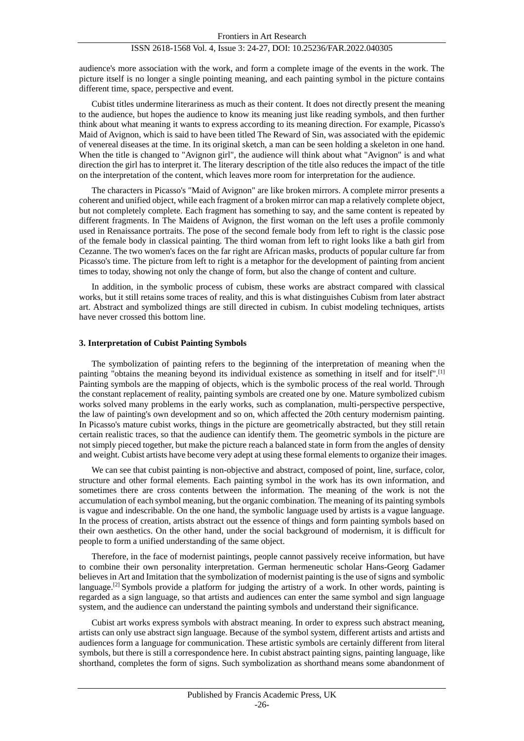audience's more association with the work, and form a complete image of the events in the work. The picture itself is no longer a single pointing meaning, and each painting symbol in the picture contains different time, space, perspective and event.

Cubist titles undermine literariness as much as their content. It does not directly present the meaning to the audience, but hopes the audience to know its meaning just like reading symbols, and then further think about what meaning it wants to express according to its meaning direction. For example, Picasso's Maid of Avignon, which is said to have been titled The Reward of Sin, was associated with the epidemic of venereal diseases at the time. In its original sketch, a man can be seen holding a skeleton in one hand. When the title is changed to "Avignon girl", the audience will think about what "Avignon" is and what direction the girl has to interpret it. The literary description of the title also reduces the impact of the title on the interpretation of the content, which leaves more room for interpretation for the audience.

The characters in Picasso's "Maid of Avignon" are like broken mirrors. A complete mirror presents a coherent and unified object, while each fragment of a broken mirror can map a relatively complete object, but not completely complete. Each fragment has something to say, and the same content is repeated by different fragments. In The Maidens of Avignon, the first woman on the left uses a profile commonly used in Renaissance portraits. The pose of the second female body from left to right is the classic pose of the female body in classical painting. The third woman from left to right looks like a bath girl from Cezanne. The two women's faces on the far right are African masks, products of popular culture far from Picasso's time. The picture from left to right is a metaphor for the development of painting from ancient times to today, showing not only the change of form, but also the change of content and culture.

In addition, in the symbolic process of cubism, these works are abstract compared with classical works, but it still retains some traces of reality, and this is what distinguishes Cubism from later abstract art. Abstract and symbolized things are still directed in cubism. In cubist modeling techniques, artists have never crossed this bottom line.

### 3. Interpretation of Cubist Painting Symbols

The symbolization of painting refers to the beginning of the interpretation of meaning when the painting "obtains the meaning beyond its individual existence as something in itself and for itself".[1] Painting symbols are the mapping of objects, which is the symbolic process of the real world. Through the constant replacement of reality, painting symbols are created one by one. Mature symbolized cubism works solved many problems in the early works, such as complanation, multi-perspective perspective, the law of painting's own development and so on, which affected the 20th century modernism painting. In Picasso's mature cubist works, things in the picture are geometrically abstracted, but they still retain certain realistic traces, so that the audience can identify them. The geometric symbols in the picture are not simply pieced together, but make the picture reach a balanced state in form from the angles of density and weight. Cubist artists have become very adept at using these formal elements to organize their images.

We can see that cubist painting is non-objective and abstract, composed of point, line, surface, color, structure and other formal elements. Each painting symbol in the work has its own information, and sometimes there are cross contents between the information. The meaning of the work is not the accumulation of each symbol meaning, but the organic combination. The meaning of its painting symbols is vague and indescribable. On the one hand, the symbolic language used by artists is a vague language. In the process of creation, artists abstract out the essence of things and form painting symbols based on their own aesthetics. On the other hand, under the social background of modernism, it is difficult for people to form a unified understanding of the same object.

Therefore, in the face of modernist paintings, people cannot passively receive information, but have to combine their own personality interpretation. German hermeneutic scholar Hans-Georg Gadamer believes in Art and Imitation that the symbolization of modernist painting is the use of signs and symbolic language.[2] Symbols provide a platform for judging the artistry of a work. In other words, painting is regarded as a sign language, so that artists and audiences can enter the same symbol and sign language system, and the audience can understand the painting symbols and understand their significance.

Cubist art works express symbols with abstract meaning. In order to express such abstract meaning, artists can only use abstract sign language. Because of the symbol system, different artists and artists and audiences form a language for communication. These artistic symbols are certainly different from literal symbols, but there is still a correspondence here. In cubist abstract painting signs, painting language, like shorthand, completes the form of signs. Such symbolization as shorthand means some abandonment of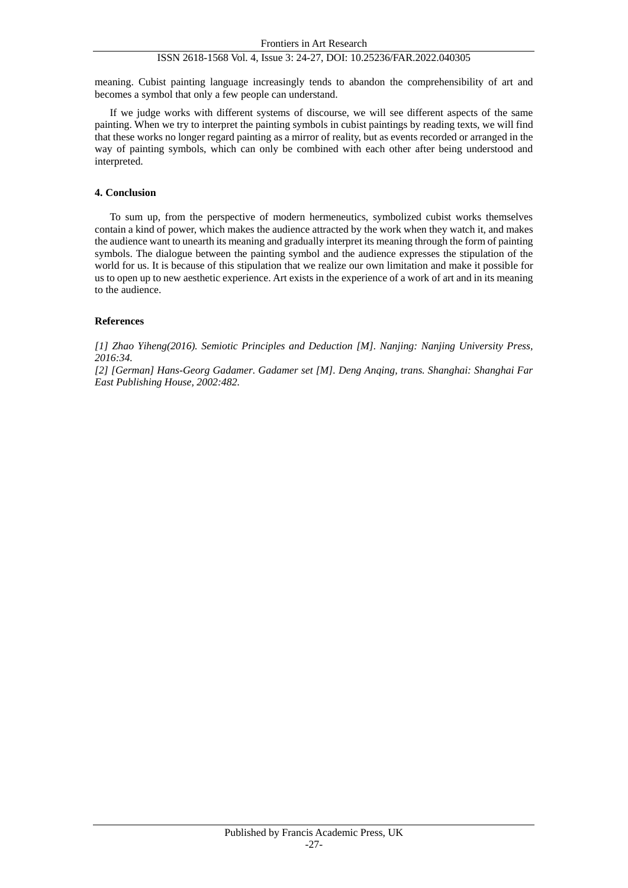meaning. Cubist painting language increasingly tends to abandon the comprehensibility of art and becomes a symbol that only a few people can understand.

If we judge works with different systems of discourse, we will see different aspects of the same painting. When we try to interpret the painting symbols in cubist paintings by reading texts, we will find that these works no longer regard painting as a mirror of reality, but as events recorded or arranged in the way of painting symbols, which can only be combined with each other after being understood and interpreted.

## 4. Conclusion

To sum up, from the perspective of modern hermeneutics, symbolized cubist works themselves contain a kind of power, which makes the audience attracted by the work when they watch it, and makes the audience want to unearth its meaning and gradually interpret its meaning through the form of painting symbols. The dialogue between the painting symbol and the audience expresses the stipulation of the world for us. It is because of this stipulation that we realize our own limitation and make it possible for us to open up to new aesthetic experience. Art exists in the experience of a work of art and in its meaning to the audience.

## References

*[1] Zhao Yiheng(2016). Semiotic Principles and Deduction [M]. Nanjing: Nanjing University Press, 2016:34.*

*[2] [German] Hans-Georg Gadamer. Gadamer set [M]. Deng Anqing, trans. Shanghai: Shanghai Far East Publishing House, 2002:482.*